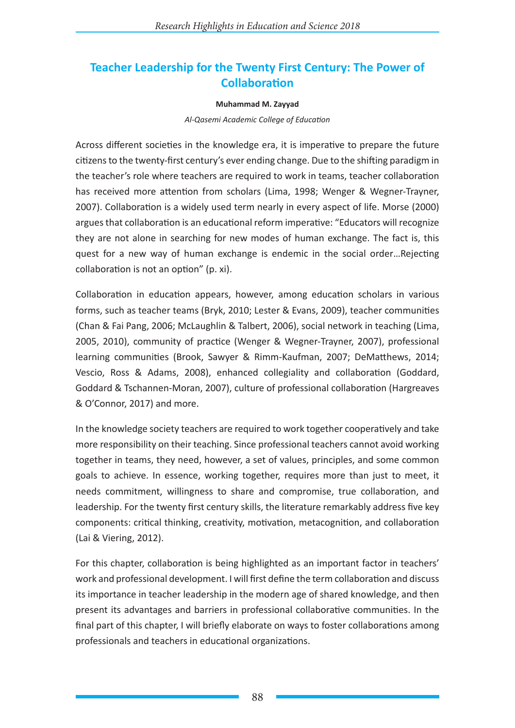# Teacher Leadership for the Twenty First Century: The Power of Collaboration

**Muhammad M. Zayyad**

*Al-Qasemi Academic College of Education*

Across different societies in the knowledge era, it is imperative to prepare the future citizens to the twenty-first century's ever ending change. Due to the shifting paradigm in the teacher's role where teachers are required to work in teams, teacher collaboration has received more attention from scholars (Lima, 1998; Wenger & Wegner-Trayner, 2007). Collaboration is a widely used term nearly in every aspect of life. Morse (2000) argues that collaboration is an educational reform imperative: "Educators will recognize they are not alone in searching for new modes of human exchange. The fact is, this quest for a new way of human exchange is endemic in the social order…Rejecting collaboration is not an option" (p. xi).

Collaboration in education appears, however, among education scholars in various forms, such as teacher teams (Bryk, 2010; Lester & Evans, 2009), teacher communities (Chan & Fai Pang, 2006; McLaughlin & Talbert, 2006), social network in teaching (Lima, 2005, 2010), community of practice (Wenger & Wegner-Trayner, 2007), professional learning communities (Brook, Sawyer & Rimm-Kaufman, 2007; DeMatthews, 2014; Vescio, Ross & Adams, 2008), enhanced collegiality and collaboration (Goddard, Goddard & Tschannen-Moran, 2007), culture of professional collaboration (Hargreaves & O'Connor, 2017) and more.

In the knowledge society teachers are required to work together cooperatively and take more responsibility on their teaching. Since professional teachers cannot avoid working together in teams, they need, however, a set of values, principles, and some common goals to achieve. In essence, working together, requires more than just to meet, it needs commitment, willingness to share and compromise, true collaboration, and leadership. For the twenty first century skills, the literature remarkably address five key components: critical thinking, creativity, motivation, metacognition, and collaboration (Lai & Viering, 2012).

For this chapter, collaboration is being highlighted as an important factor in teachers' work and professional development. I will first define the term collaboration and discuss its importance in teacher leadership in the modern age of shared knowledge, and then present its advantages and barriers in professional collaborative communities. In the final part of this chapter, I will briefly elaborate on ways to foster collaborations among professionals and teachers in educational organizations.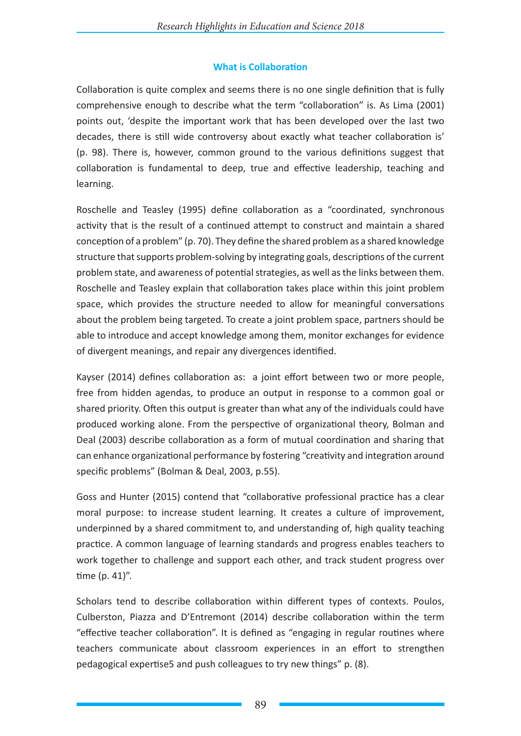## What is Collaboration

Collaboration is quite complex and seems there is no one single definition that is fully comprehensive enough to describe what the term "collaboration" is. As Lima (2001) points out, 'despite the important work that has been developed over the last two decades, there is still wide controversy about exactly what teacher collaboration is' (p. 98). There is, however, common ground to the various definitions suggest that collaboration is fundamental to deep, true and effective leadership, teaching and learning.

Roschelle and Teasley (1995) define collaboration as a "coordinated, synchronous activity that is the result of a continued attempt to construct and maintain a shared conception of a problem" (p. 70). They define the shared problem as a shared knowledge structure that supports problem-solving by integrating goals, descriptions of the current problem state, and awareness of potential strategies, as well as the links between them. Roschelle and Teasley explain that collaboration takes place within this joint problem space, which provides the structure needed to allow for meaningful conversations about the problem being targeted. To create a joint problem space, partners should be able to introduce and accept knowledge among them, monitor exchanges for evidence of divergent meanings, and repair any divergences identified.

Kayser (2014) defines collaboration as: a joint effort between two or more people, free from hidden agendas, to produce an output in response to a common goal or shared priority. Often this output is greater than what any of the individuals could have produced working alone. From the perspective of organizational theory, Bolman and Deal (2003) describe collaboration as a form of mutual coordination and sharing that can enhance organizational performance by fostering "creativity and integration around specific problems" (Bolman & Deal, 2003, p.55).

Goss and Hunter (2015) contend that "collaborative professional practice has a clear moral purpose: to increase student learning. It creates a culture of improvement, underpinned by a shared commitment to, and understanding of, high quality teaching practice. A common language of learning standards and progress enables teachers to work together to challenge and support each other, and track student progress over time (p. 41)".

Scholars tend to describe collaboration within different types of contexts. Poulos, Culberston, Piazza and D'Entremont (2014) describe collaboration within the term "effective teacher collaboration". It is defined as "engaging in regular routines where teachers communicate about classroom experiences in an effort to strengthen pedagogical expertise5 and push colleagues to try new things" p. (8).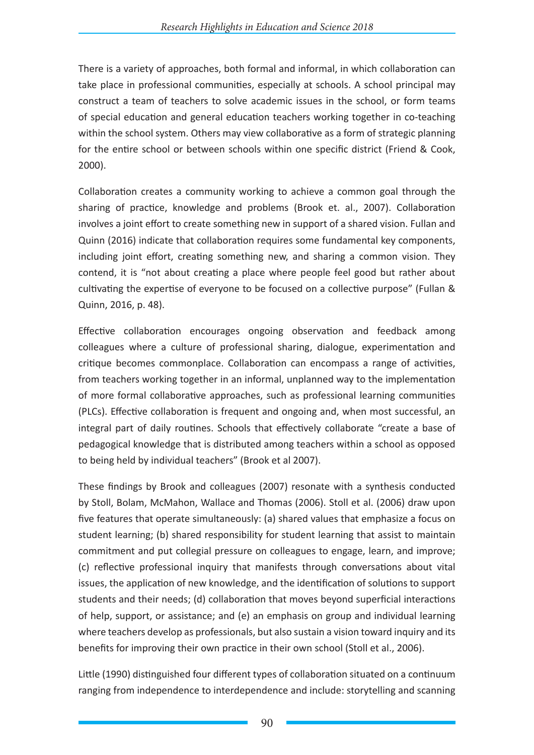There is a variety of approaches, both formal and informal, in which collaboration can take place in professional communities, especially at schools. A school principal may construct a team of teachers to solve academic issues in the school, or form teams of special education and general education teachers working together in co-teaching within the school system. Others may view collaborative as a form of strategic planning for the entire school or between schools within one specific district (Friend & Cook, 2000).

Collaboration creates a community working to achieve a common goal through the sharing of practice, knowledge and problems (Brook et. al., 2007). Collaboration involves a joint effort to create something new in support of a shared vision. Fullan and Quinn (2016) indicate that collaboration requires some fundamental key components, including joint effort, creating something new, and sharing a common vision. They contend, it is "not about creating a place where people feel good but rather about cultivating the expertise of everyone to be focused on a collective purpose" (Fullan & Quinn, 2016, p. 48).

Effective collaboration encourages ongoing observation and feedback among colleagues where a culture of professional sharing, dialogue, experimentation and critique becomes commonplace. Collaboration can encompass a range of activities, from teachers working together in an informal, unplanned way to the implementation of more formal collaborative approaches, such as professional learning communities (PLCs). Effective collaboration is frequent and ongoing and, when most successful, an integral part of daily routines. Schools that effectively collaborate "create a base of pedagogical knowledge that is distributed among teachers within a school as opposed to being held by individual teachers" (Brook et al 2007).

These findings by Brook and colleagues (2007) resonate with a synthesis conducted by Stoll, Bolam, McMahon, Wallace and Thomas (2006). Stoll et al. (2006) draw upon five features that operate simultaneously: (a) shared values that emphasize a focus on student learning; (b) shared responsibility for student learning that assist to maintain commitment and put collegial pressure on colleagues to engage, learn, and improve; (c) reflective professional inquiry that manifests through conversations about vital issues, the application of new knowledge, and the identification of solutions to support students and their needs; (d) collaboration that moves beyond superficial interactions of help, support, or assistance; and (e) an emphasis on group and individual learning where teachers develop as professionals, but also sustain a vision toward inquiry and its benefits for improving their own practice in their own school (Stoll et al., 2006).

Little (1990) distinguished four different types of collaboration situated on a continuum ranging from independence to interdependence and include: storytelling and scanning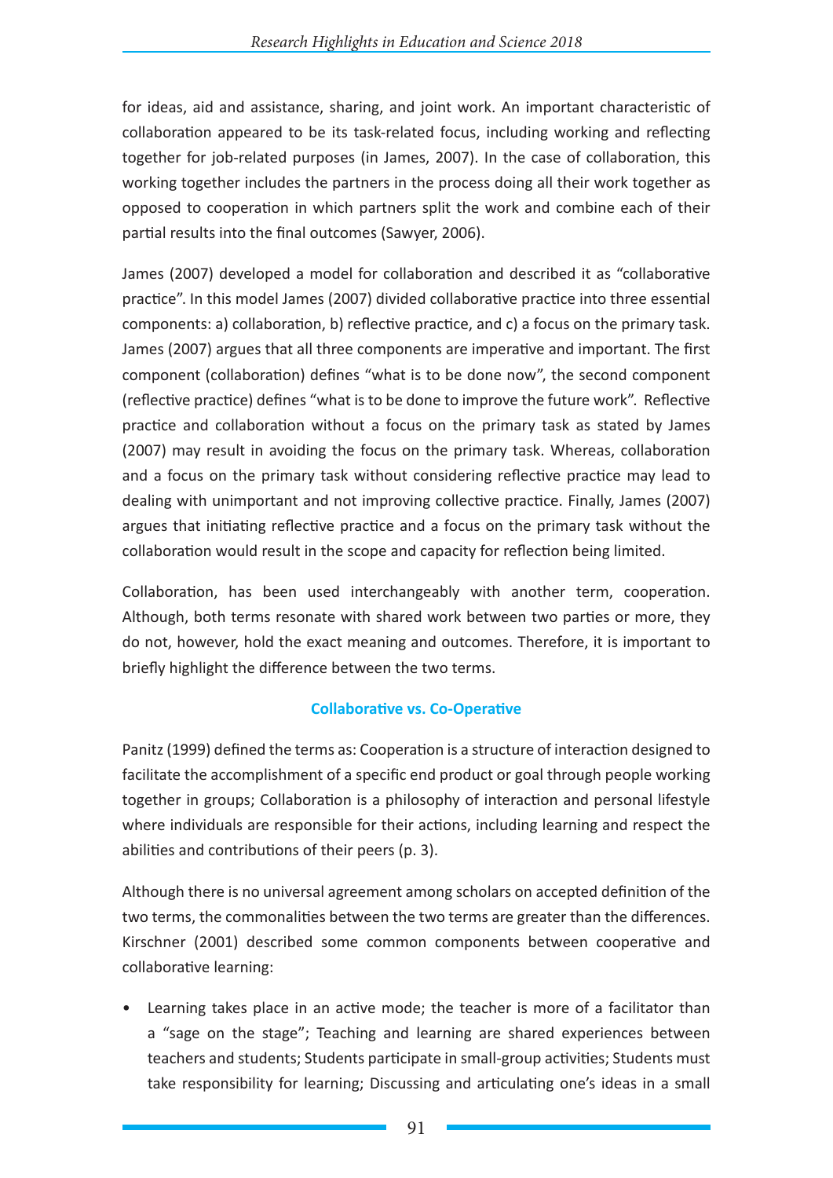for ideas, aid and assistance, sharing, and joint work. An important characteristic of collaboration appeared to be its task-related focus, including working and reflecting together for job-related purposes (in James, 2007). In the case of collaboration, this working together includes the partners in the process doing all their work together as opposed to cooperation in which partners split the work and combine each of their partial results into the final outcomes (Sawyer, 2006).

James (2007) developed a model for collaboration and described it as "collaborative practice". In this model James (2007) divided collaborative practice into three essential components: a) collaboration, b) reflective practice, and c) a focus on the primary task. James (2007) argues that all three components are imperative and important. The first component (collaboration) defines "what is to be done now", the second component (reflective practice) defines "what is to be done to improve the future work". Reflective practice and collaboration without a focus on the primary task as stated by James (2007) may result in avoiding the focus on the primary task. Whereas, collaboration and a focus on the primary task without considering reflective practice may lead to dealing with unimportant and not improving collective practice. Finally, James (2007) argues that initiating reflective practice and a focus on the primary task without the collaboration would result in the scope and capacity for reflection being limited.

Collaboration, has been used interchangeably with another term, cooperation. Although, both terms resonate with shared work between two parties or more, they do not, however, hold the exact meaning and outcomes. Therefore, it is important to briefly highlight the difference between the two terms.

### Collaborative vs. Co-Operative

Panitz (1999) defined the terms as: Cooperation is a structure of interaction designed to facilitate the accomplishment of a specific end product or goal through people working together in groups; Collaboration is a philosophy of interaction and personal lifestyle where individuals are responsible for their actions, including learning and respect the abilities and contributions of their peers (p. 3).

Although there is no universal agreement among scholars on accepted definition of the two terms, the commonalities between the two terms are greater than the differences. Kirschner (2001) described some common components between cooperative and collaborative learning:

- Learning takes place in an active mode; the teacher is more of a facilitator than a "sage on the stage"; Teaching and learning are shared experiences between teachers and students; Students participate in small-group activities; Students must take responsibility for learning; Discussing and articulating one's ideas in a small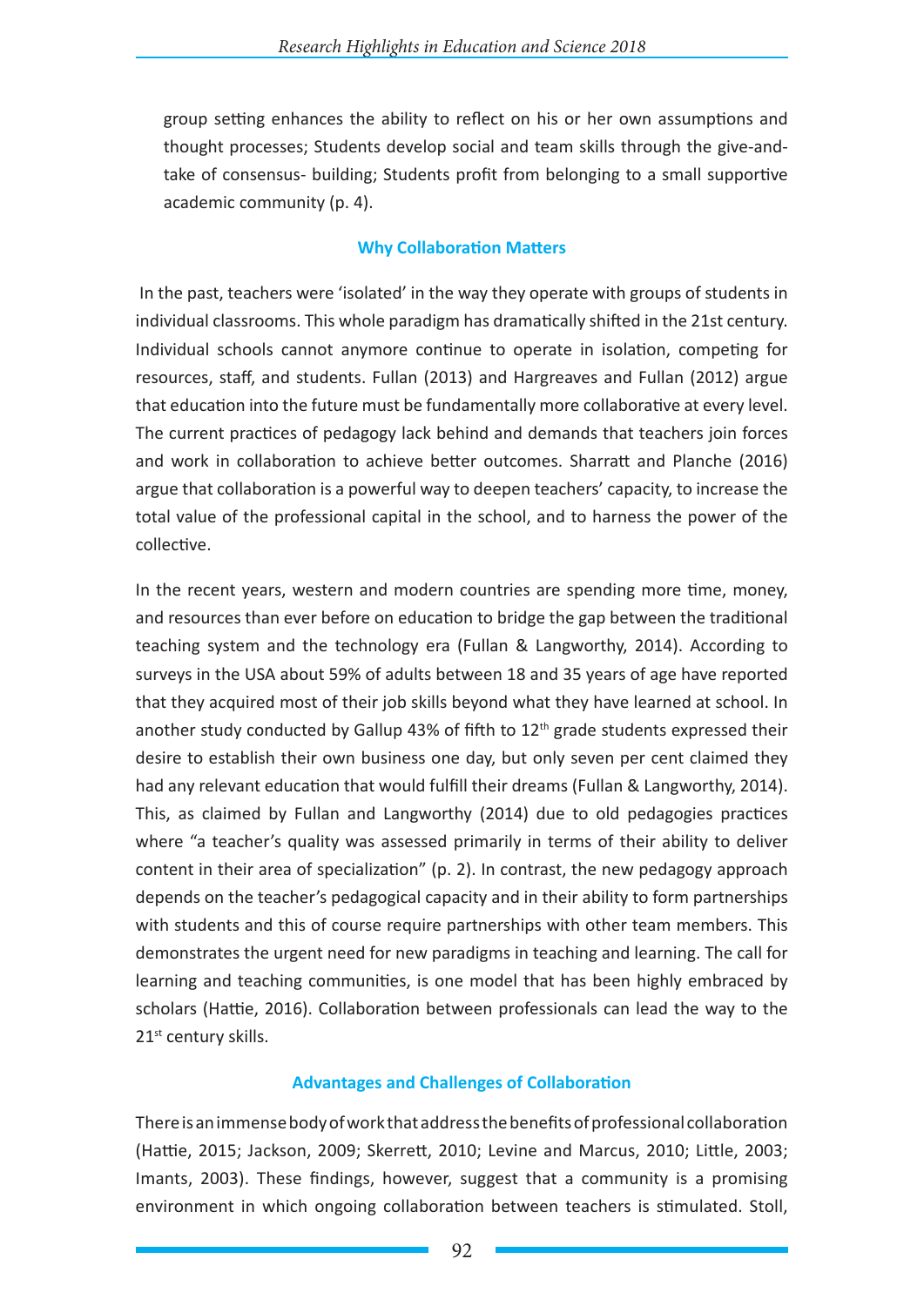group setting enhances the ability to reflect on his or her own assumptions and thought processes; Students develop social and team skills through the give-and-take of consensus- building; Students profit from belonging to a small supportive academic community (p. 4).

## Why Collaboration Matters

In the past, teachers were 'isolated' in the way they operate with groups of students in individual classrooms. This whole paradigm has dramatically shifted in the 21st century. Individual schools cannot anymore continue to operate in isolation, competing for resources, staff, and students. Fullan (2013) and Hargreaves and Fullan (2012) argue that education into the future must be fundamentally more collaborative at every level. The current practices of pedagogy lack behind and demands that teachers join forces and work in collaboration to achieve better outcomes. Sharratt and Planche (2016) argue that collaboration is a powerful way to deepen teachers' capacity, to increase the total value of the professional capital in the school, and to harness the power of the collective.

In the recent years, western and modern countries are spending more time, money, and resources than ever before on education to bridge the gap between the traditional teaching system and the technology era (Fullan & Langworthy, 2014). According to surveys in the USA about 59% of adults between 18 and 35 years of age have reported that they acquired most of their job skills beyond what they have learned at school. In another study conducted by Gallup 43% of fifth to 12th grade students expressed their desire to establish their own business one day, but only seven per cent claimed they had any relevant education that would fulfill their dreams (Fullan & Langworthy, 2014). This, as claimed by Fullan and Langworthy (2014) due to old pedagogies practices where "a teacher's quality was assessed primarily in terms of their ability to deliver content in their area of specialization" (p. 2). In contrast, the new pedagogy approach depends on the teacher's pedagogical capacity and in their ability to form partnerships with students and this of course require partnerships with other team members. This demonstrates the urgent need for new paradigms in teaching and learning. The call for learning and teaching communities, is one model that has been highly embraced by scholars (Hattie, 2016). Collaboration between professionals can lead the way to the 21st century skills.

## Advantages and Challenges of Collaboration

There is an immense body of work that address the benefits of professional collaboration (Hattie, 2015; Jackson, 2009; Skerrett, 2010; Levine and Marcus, 2010; Little, 2003; Imants, 2003). These findings, however, suggest that a community is a promising environment in which ongoing collaboration between teachers is stimulated. Stoll,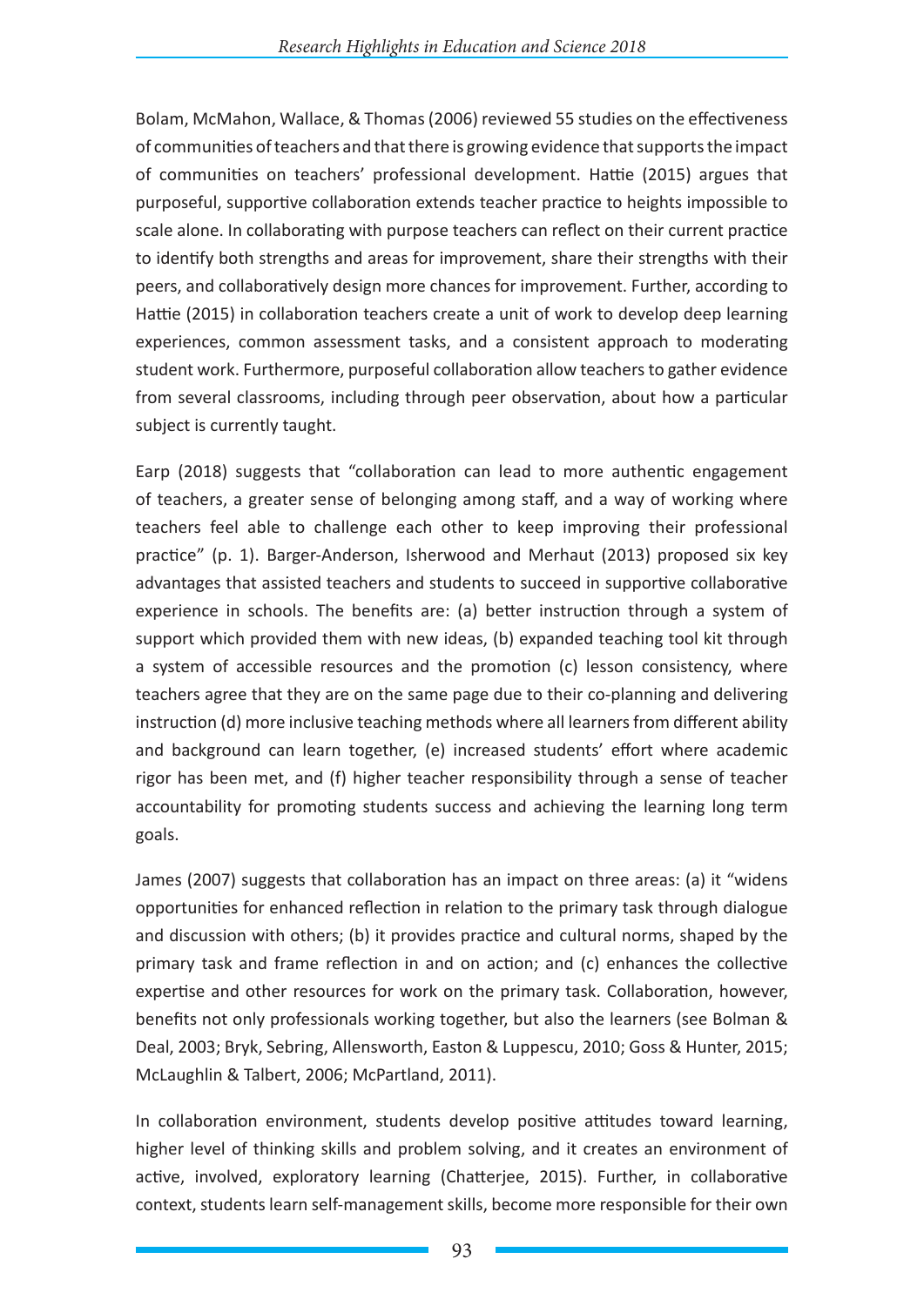Bolam, McMahon, Wallace, & Thomas (2006) reviewed 55 studies on the effectiveness of communities of teachers and that there is growing evidence that supports the impact of communities on teachers' professional development. Hattie (2015) argues that purposeful, supportive collaboration extends teacher practice to heights impossible to scale alone. In collaborating with purpose teachers can reflect on their current practice to identify both strengths and areas for improvement, share their strengths with their peers, and collaboratively design more chances for improvement. Further, according to Hattie (2015) in collaboration teachers create a unit of work to develop deep learning experiences, common assessment tasks, and a consistent approach to moderating student work. Furthermore, purposeful collaboration allow teachers to gather evidence from several classrooms, including through peer observation, about how a particular subject is currently taught.

Earp (2018) suggests that "collaboration can lead to more authentic engagement of teachers, a greater sense of belonging among staff, and a way of working where teachers feel able to challenge each other to keep improving their professional practice" (p. 1). Barger-Anderson, Isherwood and Merhaut (2013) proposed six key advantages that assisted teachers and students to succeed in supportive collaborative experience in schools. The benefits are: (a) better instruction through a system of support which provided them with new ideas, (b) expanded teaching tool kit through a system of accessible resources and the promotion (c) lesson consistency, where teachers agree that they are on the same page due to their co-planning and delivering instruction (d) more inclusive teaching methods where all learners from different ability and background can learn together, (e) increased students' effort where academic rigor has been met, and (f) higher teacher responsibility through a sense of teacher accountability for promoting students success and achieving the learning long term goals.

James (2007) suggests that collaboration has an impact on three areas: (a) it "widens opportunities for enhanced reflection in relation to the primary task through dialogue and discussion with others; (b) it provides practice and cultural norms, shaped by the primary task and frame reflection in and on action; and (c) enhances the collective expertise and other resources for work on the primary task. Collaboration, however, benefits not only professionals working together, but also the learners (see Bolman & Deal, 2003; Bryk, Sebring, Allensworth, Easton & Luppescu, 2010; Goss & Hunter, 2015; McLaughlin & Talbert, 2006; McPartland, 2011).

In collaboration environment, students develop positive attitudes toward learning, higher level of thinking skills and problem solving, and it creates an environment of active, involved, exploratory learning (Chatterjee, 2015). Further, in collaborative context, students learn self-management skills, become more responsible for their own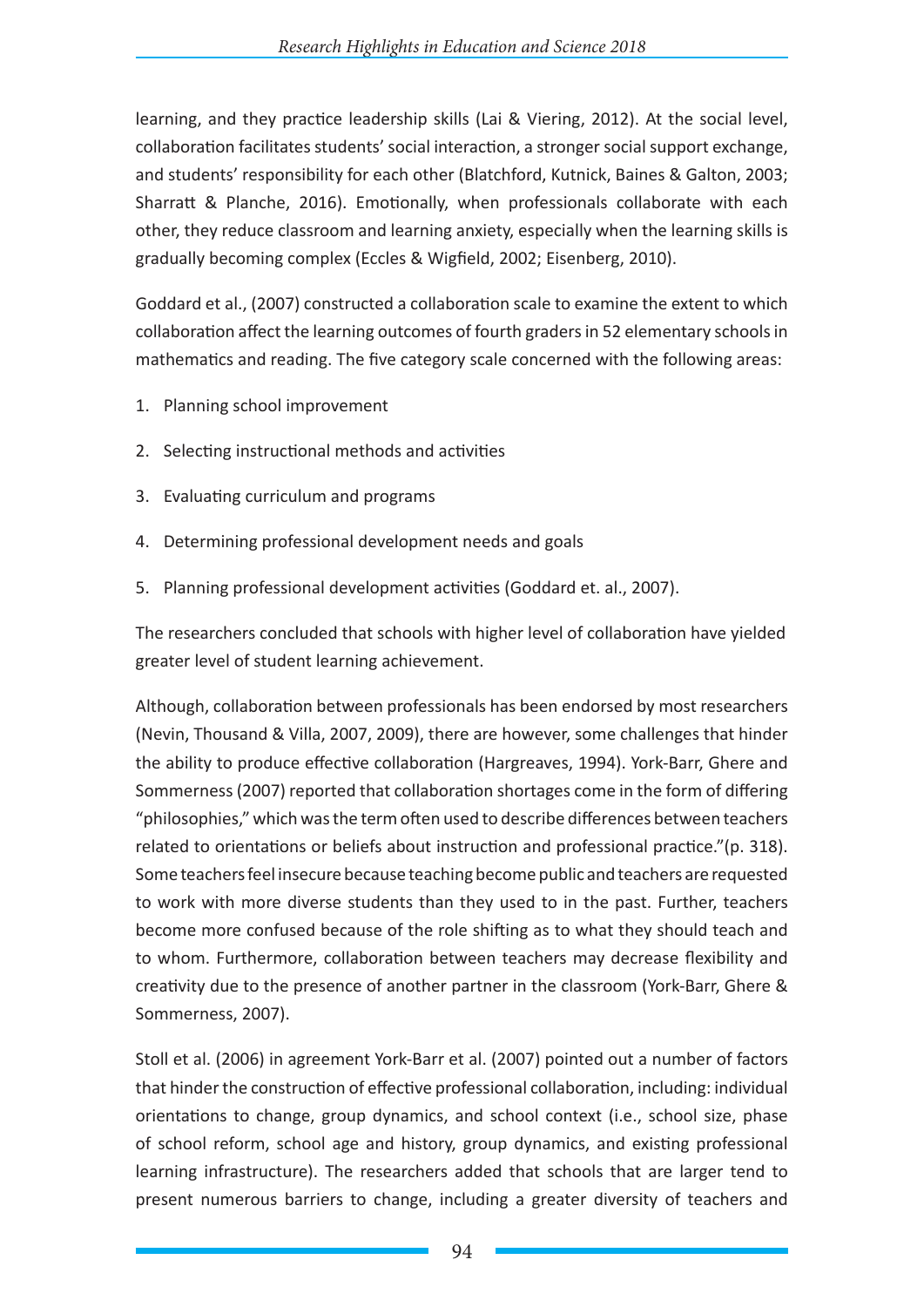learning, and they practice leadership skills (Lai & Viering, 2012). At the social level, collaboration facilitates students' social interaction, a stronger social support exchange, and students' responsibility for each other (Blatchford, Kutnick, Baines & Galton, 2003; Sharratt & Planche, 2016). Emotionally, when professionals collaborate with each other, they reduce classroom and learning anxiety, especially when the learning skills is gradually becoming complex (Eccles & Wigfield, 2002; Eisenberg, 2010).

Goddard et al., (2007) constructed a collaboration scale to examine the extent to which collaboration affect the learning outcomes of fourth graders in 52 elementary schools in mathematics and reading. The five category scale concerned with the following areas:

1. Planning school improvement
2. Selecting instructional methods and activities
3. Evaluating curriculum and programs
4. Determining professional development needs and goals
5. Planning professional development activities (Goddard et. al., 2007).

The researchers concluded that schools with higher level of collaboration have yielded greater level of student learning achievement.

Although, collaboration between professionals has been endorsed by most researchers (Nevin, Thousand & Villa, 2007, 2009), there are however, some challenges that hinder the ability to produce effective collaboration (Hargreaves, 1994). York-Barr, Ghere and Sommerness (2007) reported that collaboration shortages come in the form of differing "philosophies," which was the term often used to describe differences between teachers related to orientations or beliefs about instruction and professional practice."(p. 318). Some teachers feel insecure because teaching become public and teachers are requested to work with more diverse students than they used to in the past. Further, teachers become more confused because of the role shifting as to what they should teach and to whom. Furthermore, collaboration between teachers may decrease flexibility and creativity due to the presence of another partner in the classroom (York-Barr, Ghere & Sommerness, 2007).

Stoll et al. (2006) in agreement York-Barr et al. (2007) pointed out a number of factors that hinder the construction of effective professional collaboration, including: individual orientations to change, group dynamics, and school context (i.e., school size, phase of school reform, school age and history, group dynamics, and existing professional learning infrastructure). The researchers added that schools that are larger tend to present numerous barriers to change, including a greater diversity of teachers and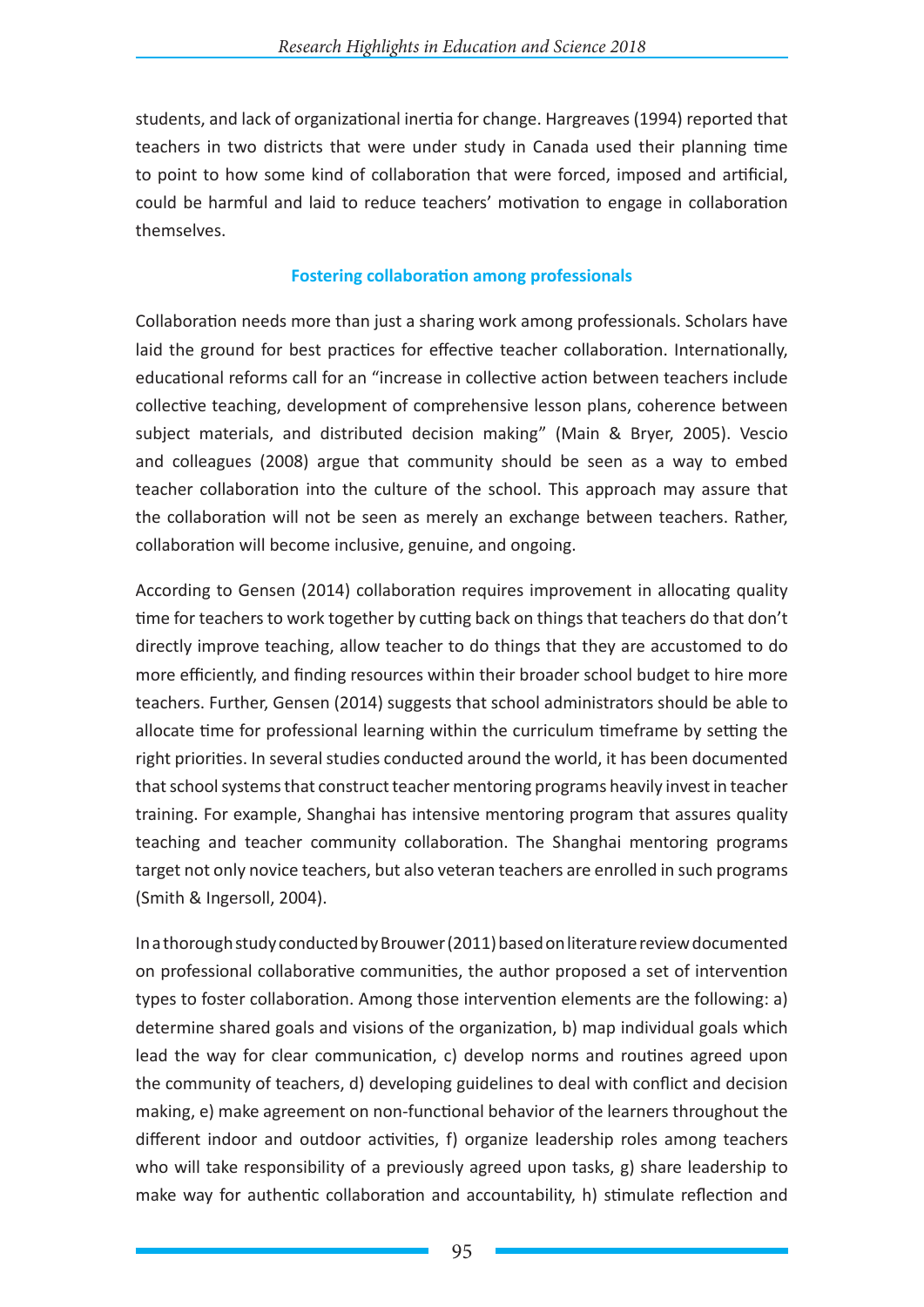students, and lack of organizational inertia for change. Hargreaves (1994) reported that teachers in two districts that were under study in Canada used their planning time to point to how some kind of collaboration that were forced, imposed and artificial, could be harmful and laid to reduce teachers' motivation to engage in collaboration themselves.

### Fostering collaboration among professionals

Collaboration needs more than just a sharing work among professionals. Scholars have laid the ground for best practices for effective teacher collaboration. Internationally, educational reforms call for an "increase in collective action between teachers include collective teaching, development of comprehensive lesson plans, coherence between subject materials, and distributed decision making" (Main & Bryer, 2005). Vescio and colleagues (2008) argue that community should be seen as a way to embed teacher collaboration into the culture of the school. This approach may assure that the collaboration will not be seen as merely an exchange between teachers. Rather, collaboration will become inclusive, genuine, and ongoing.

According to Gensen (2014) collaboration requires improvement in allocating quality time for teachers to work together by cutting back on things that teachers do that don't directly improve teaching, allow teacher to do things that they are accustomed to do more efficiently, and finding resources within their broader school budget to hire more teachers. Further, Gensen (2014) suggests that school administrators should be able to allocate time for professional learning within the curriculum timeframe by setting the right priorities. In several studies conducted around the world, it has been documented that school systems that construct teacher mentoring programs heavily invest in teacher training. For example, Shanghai has intensive mentoring program that assures quality teaching and teacher community collaboration. The Shanghai mentoring programs target not only novice teachers, but also veteran teachers are enrolled in such programs (Smith & Ingersoll, 2004).

In a thorough study conducted by Brouwer (2011) based on literature review documented on professional collaborative communities, the author proposed a set of intervention types to foster collaboration. Among those intervention elements are the following: a) determine shared goals and visions of the organization, b) map individual goals which lead the way for clear communication, c) develop norms and routines agreed upon the community of teachers, d) developing guidelines to deal with conflict and decision making, e) make agreement on non-functional behavior of the learners throughout the different indoor and outdoor activities, f) organize leadership roles among teachers who will take responsibility of a previously agreed upon tasks, g) share leadership to make way for authentic collaboration and accountability, h) stimulate reflection and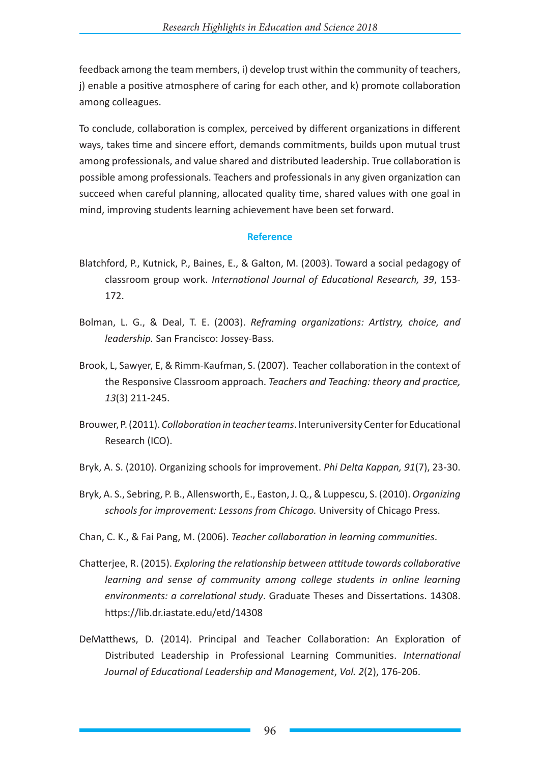feedback among the team members, i) develop trust within the community of teachers, j) enable a positive atmosphere of caring for each other, and k) promote collaboration among colleagues.

To conclude, collaboration is complex, perceived by different organizations in different ways, takes time and sincere effort, demands commitments, builds upon mutual trust among professionals, and value shared and distributed leadership. True collaboration is possible among professionals. Teachers and professionals in any given organization can succeed when careful planning, allocated quality time, shared values with one goal in mind, improving students learning achievement have been set forward.

## Reference

Blatchford, P., Kutnick, P., Baines, E., & Galton, M. (2003). Toward a social pedagogy of classroom group work. *International Journal of Educational Research, 39*, 153-172.

Bolman, L. G., & Deal, T. E. (2003). *Reframing organizations: Artistry, choice, and leadership.* San Francisco: Jossey-Bass.

Brook, L, Sawyer, E, & Rimm-Kaufman, S. (2007). Teacher collaboration in the context of the Responsive Classroom approach. *Teachers and Teaching: theory and practice, 13*(3) 211-245.

Brouwer, P. (2011). *Collaboration in teacher teams*. Interuniversity Center for Educational Research (ICO).

Bryk, A. S. (2010). Organizing schools for improvement. *Phi Delta Kappan, 91*(7), 23-30.

Bryk, A. S., Sebring, P. B., Allensworth, E., Easton, J. Q., & Luppescu, S. (2010). *Organizing schools for improvement: Lessons from Chicago.* University of Chicago Press.

Chan, C. K., & Fai Pang, M. (2006). *Teacher collaboration in learning communities*.

Chatterjee, R. (2015). *Exploring the relationship between attitude towards collaborative learning and sense of community among college students in online learning environments: a correlational study*. Graduate Theses and Dissertations. 14308. https://lib.dr.iastate.edu/etd/14308

DeMatthews, D. (2014). Principal and Teacher Collaboration: An Exploration of Distributed Leadership in Professional Learning Communities. *International Journal of Educational Leadership and Management*, *Vol. 2*(2), 176-206.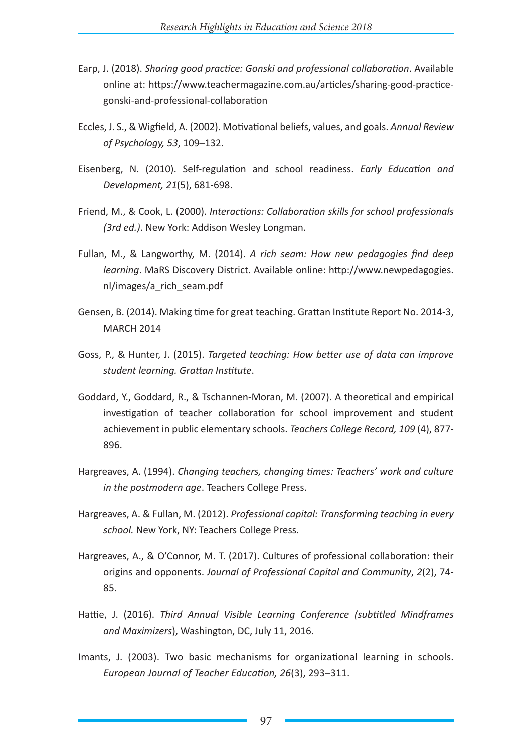Earp, J. (2018). *Sharing good practice: Gonski and professional collaboration*. Available online at: https://www.teachermagazine.com.au/articles/sharing-good-practice-gonski-and-professional-collaboration

Eccles, J. S., & Wigfield, A. (2002). Motivational beliefs, values, and goals. *Annual Review of Psychology, 53*, 109–132.

Eisenberg, N. (2010). Self-regulation and school readiness. *Early Education and Development, 21*(5), 681-698.

Friend, M., & Cook, L. (2000). *Interactions: Collaboration skills for school professionals (3rd ed.)*. New York: Addison Wesley Longman.

Fullan, M., & Langworthy, M. (2014). *A rich seam: How new pedagogies find deep learning*. MaRS Discovery District. Available online: http://www.newpedagogies.nl/images/a_rich_seam.pdf

Gensen, B. (2014). Making time for great teaching. Grattan Institute Report No. 2014-3, MARCH 2014

Goss, P., & Hunter, J. (2015). *Targeted teaching: How better use of data can improve student learning. Grattan Institute*.

Goddard, Y., Goddard, R., & Tschannen-Moran, M. (2007). A theoretical and empirical investigation of teacher collaboration for school improvement and student achievement in public elementary schools. *Teachers College Record, 109* (4), 877-896.

Hargreaves, A. (1994). *Changing teachers, changing times: Teachers' work and culture in the postmodern age*. Teachers College Press.

Hargreaves, A. & Fullan, M. (2012). *Professional capital: Transforming teaching in every school.* New York, NY: Teachers College Press.

Hargreaves, A., & O'Connor, M. T. (2017). Cultures of professional collaboration: their origins and opponents. *Journal of Professional Capital and Community*, *2*(2), 74-85.

Hattie, J. (2016). *Third Annual Visible Learning Conference (subtitled Mindframes and Maximizers*), Washington, DC, July 11, 2016.

Imants, J. (2003). Two basic mechanisms for organizational learning in schools. *European Journal of Teacher Education, 26*(3), 293–311.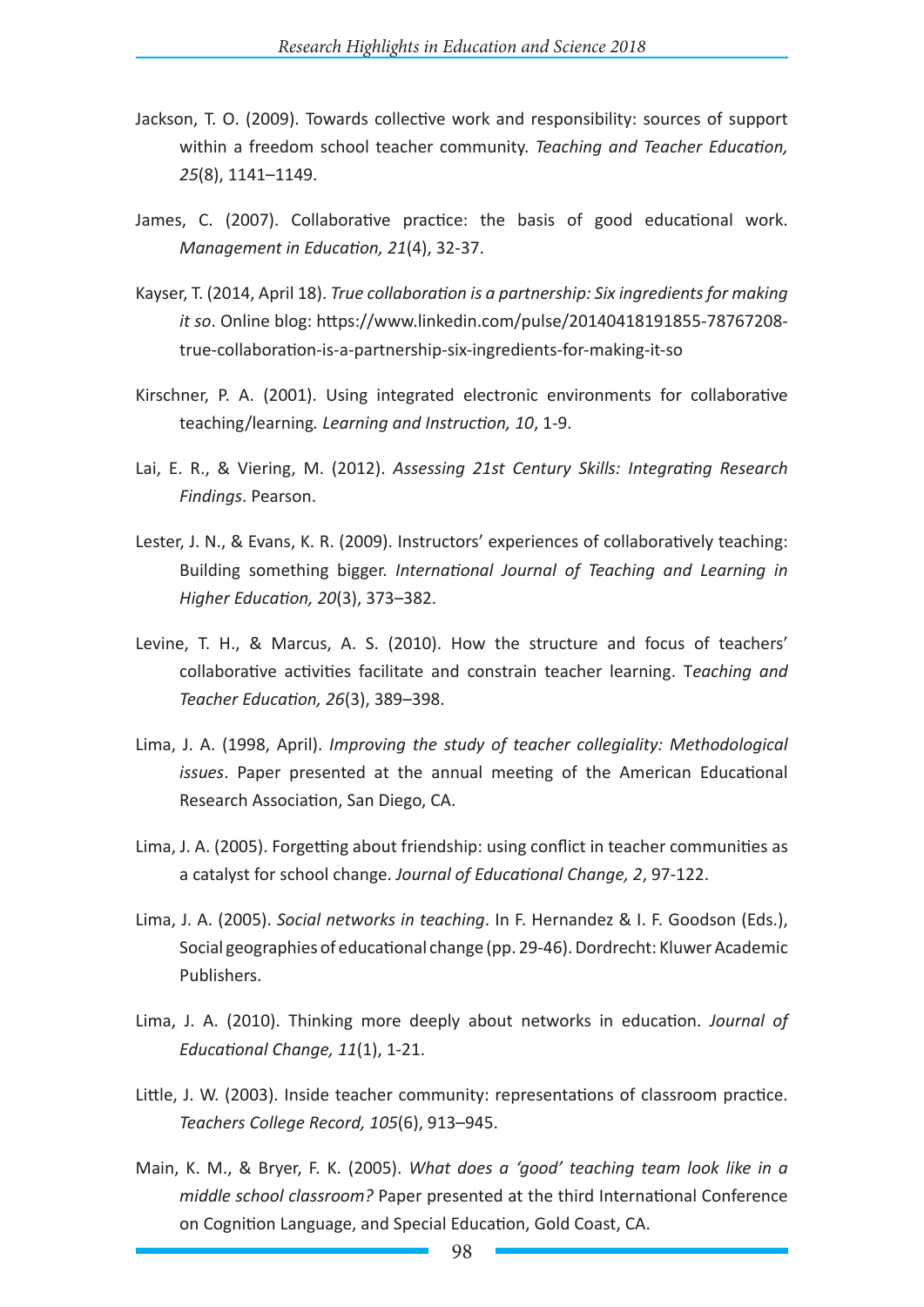Jackson, T. O. (2009). Towards collective work and responsibility: sources of support within a freedom school teacher community. *Teaching and Teacher Education, 25*(8), 1141–1149.

James, C. (2007). Collaborative practice: the basis of good educational work. *Management in Education, 21*(4), 32-37.

Kayser, T. (2014, April 18). *True collaboration is a partnership: Six ingredients for making it so*. Online blog: https://www.linkedin.com/pulse/20140418191855-78767208-true-collaboration-is-a-partnership-six-ingredients-for-making-it-so

Kirschner, P. A. (2001). Using integrated electronic environments for collaborative teaching/learning*. Learning and Instruction, 10*, 1-9.

Lai, E. R., & Viering, M. (2012). *Assessing 21st Century Skills: Integrating Research Findings*. Pearson.

Lester, J. N., & Evans, K. R. (2009). Instructors' experiences of collaboratively teaching: Building something bigger. *International Journal of Teaching and Learning in Higher Education, 20*(3), 373–382.

Levine, T. H., & Marcus, A. S. (2010). How the structure and focus of teachers' collaborative activities facilitate and constrain teacher learning. T*eaching and Teacher Education, 26*(3), 389–398.

Lima, J. A. (1998, April). *Improving the study of teacher collegiality: Methodological issues*. Paper presented at the annual meeting of the American Educational Research Association, San Diego, CA.

Lima, J. A. (2005). Forgetting about friendship: using conflict in teacher communities as a catalyst for school change. *Journal of Educational Change, 2*, 97-122.

Lima, J. A. (2005). *Social networks in teaching*. In F. Hernandez & I. F. Goodson (Eds.), Social geographies of educational change (pp. 29-46). Dordrecht: Kluwer Academic Publishers.

Lima, J. A. (2010). Thinking more deeply about networks in education. *Journal of Educational Change, 11*(1), 1-21.

Little, J. W. (2003). Inside teacher community: representations of classroom practice. *Teachers College Record, 105*(6), 913–945.

Main, K. M., & Bryer, F. K. (2005). *What does a 'good' teaching team look like in a middle school classroom?* Paper presented at the third International Conference on Cognition Language, and Special Education, Gold Coast, CA.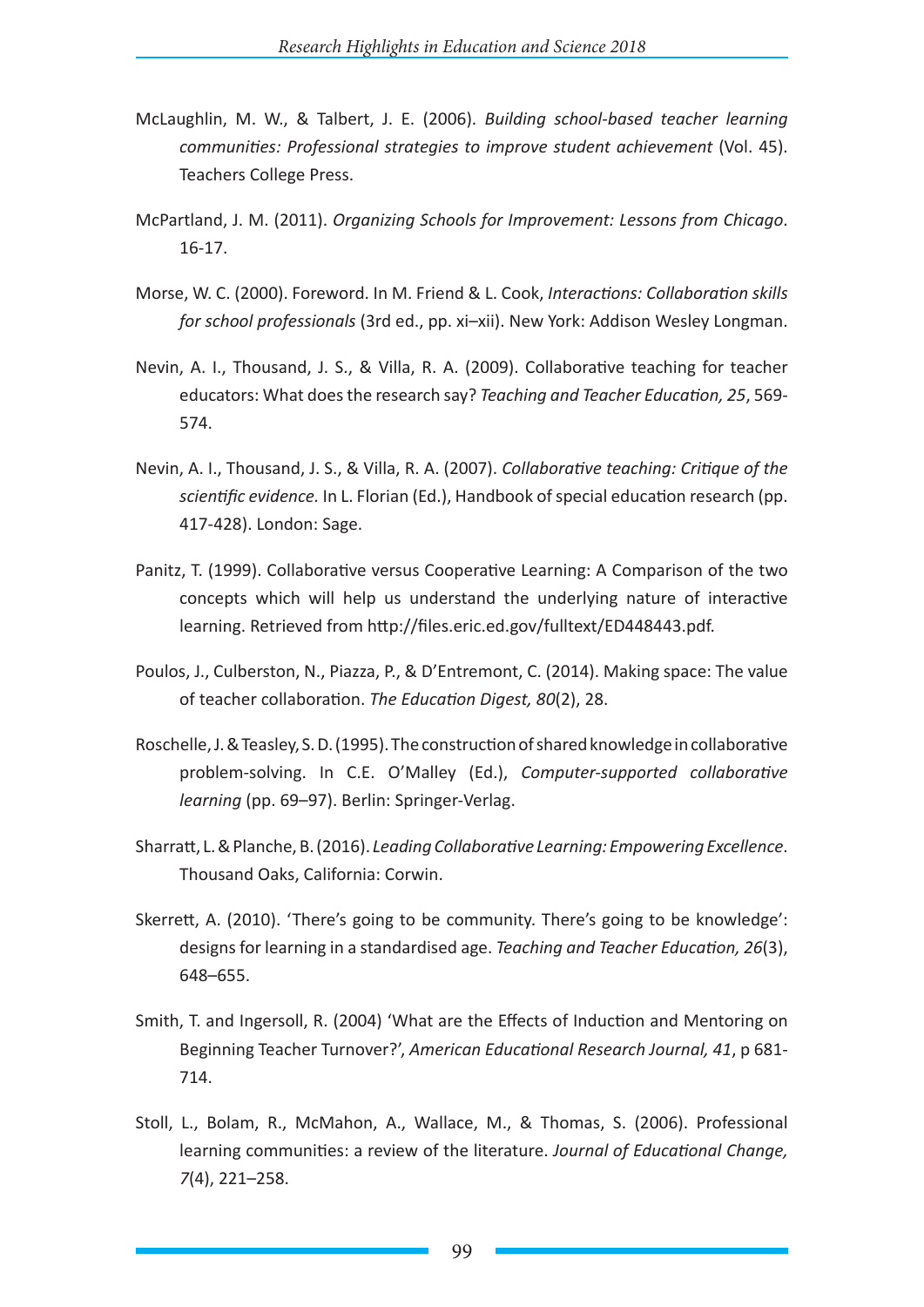McLaughlin, M. W., & Talbert, J. E. (2006). *Building school-based teacher learning communities: Professional strategies to improve student achievement* (Vol. 45). Teachers College Press.

McPartland, J. M. (2011). *Organizing Schools for Improvement: Lessons from Chicago*. 16-17.

Morse, W. C. (2000). Foreword. In M. Friend & L. Cook, *Interactions: Collaboration skills for school professionals* (3rd ed., pp. xi–xii). New York: Addison Wesley Longman.

Nevin, A. I., Thousand, J. S., & Villa, R. A. (2009). Collaborative teaching for teacher educators: What does the research say? *Teaching and Teacher Education, 25*, 569-574.

Nevin, A. I., Thousand, J. S., & Villa, R. A. (2007). *Collaborative teaching: Critique of the scientific evidence.* In L. Florian (Ed.), Handbook of special education research (pp. 417-428). London: Sage.

Panitz, T. (1999). Collaborative versus Cooperative Learning: A Comparison of the two concepts which will help us understand the underlying nature of interactive learning. Retrieved from http://files.eric.ed.gov/fulltext/ED448443.pdf.

Poulos, J., Culberston, N., Piazza, P., & D'Entremont, C. (2014). Making space: The value of teacher collaboration. *The Education Digest, 80*(2), 28.

Roschelle, J. & Teasley, S. D. (1995). The construction of shared knowledge in collaborative problem-solving. In C.E. O'Malley (Ed.), *Computer-supported collaborative learning* (pp. 69–97). Berlin: Springer-Verlag.

Sharratt, L. & Planche, B. (2016). *Leading Collaborative Learning: Empowering Excellence*. Thousand Oaks, California: Corwin.

Skerrett, A. (2010). 'There's going to be community. There's going to be knowledge': designs for learning in a standardised age. *Teaching and Teacher Education, 26*(3), 648–655.

Smith, T. and Ingersoll, R. (2004) 'What are the Effects of Induction and Mentoring on Beginning Teacher Turnover?', *American Educational Research Journal, 41*, p 681-714.

Stoll, L., Bolam, R., McMahon, A., Wallace, M., & Thomas, S. (2006). Professional learning communities: a review of the literature. *Journal of Educational Change, 7*(4), 221–258.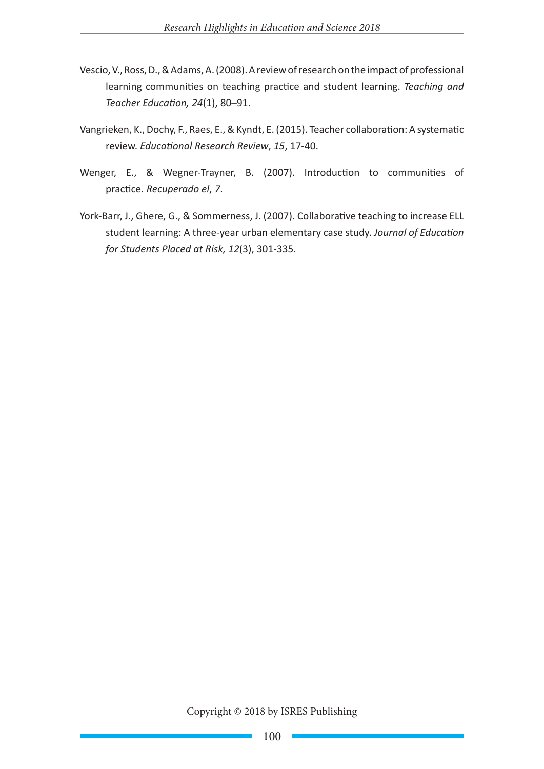Vescio, V., Ross, D., & Adams, A. (2008). A review of research on the impact of professional learning communities on teaching practice and student learning. *Teaching and Teacher Education, 24*(1), 80–91.

Vangrieken, K., Dochy, F., Raes, E., & Kyndt, E. (2015). Teacher collaboration: A systematic review. *Educational Research Review*, *15*, 17-40.

Wenger, E., & Wegner-Trayner, B. (2007). Introduction to communities of practice. *Recuperado el*, *7*.

York-Barr, J., Ghere, G., & Sommerness, J. (2007). Collaborative teaching to increase ELL student learning: A three-year urban elementary case study. *Journal of Education for Students Placed at Risk, 12*(3), 301-335.